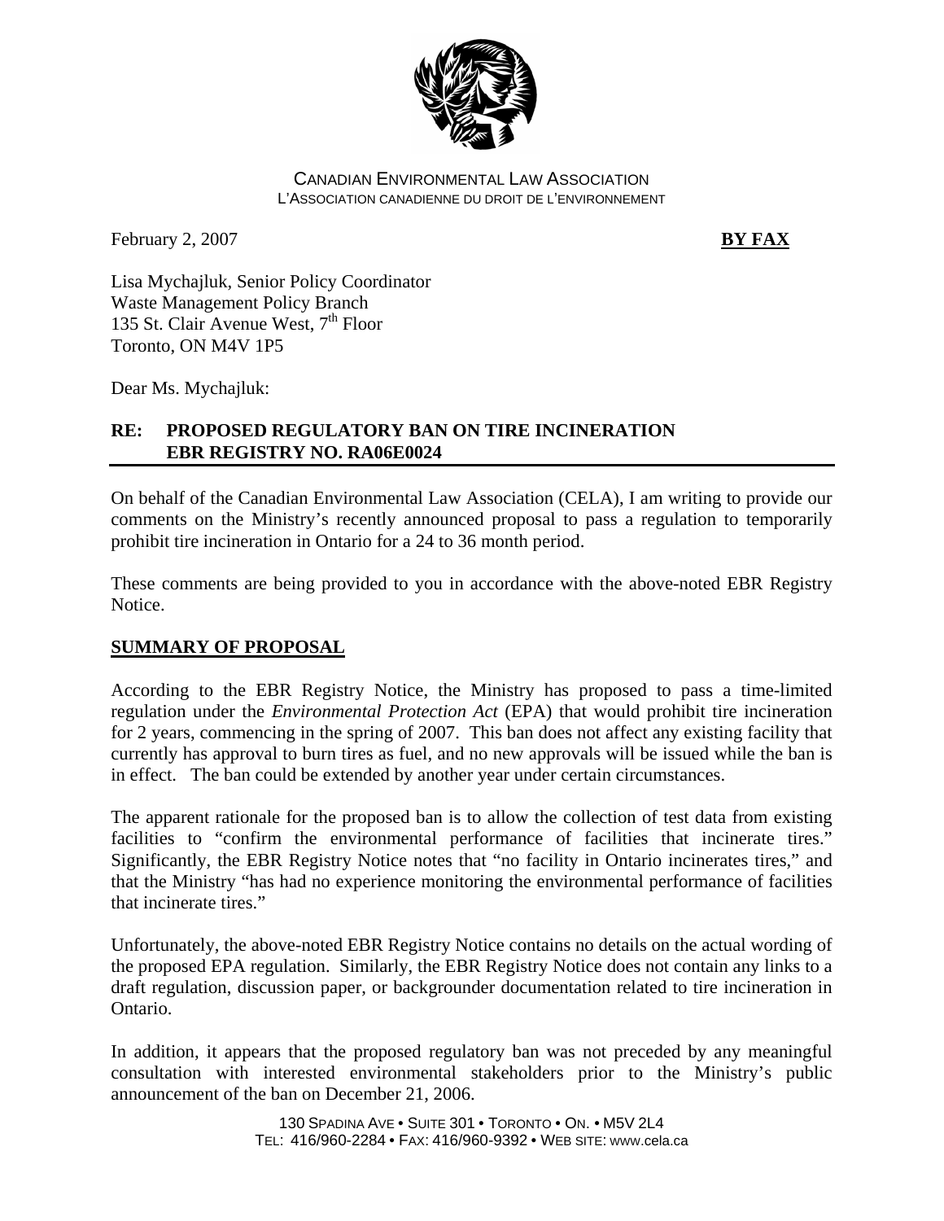CANADIAN ENVIRONMENTAL LAW ASSOCIATION
L'ASSOCIATION CANADIENNE DU DROIT DE L'ENVIRONNEMENT

February 2, 2007 **BY FAX**

Lisa Mychajluk, Senior Policy Coordinator
Waste Management Policy Branch
135 St. Clair Avenue West, 7th Floor
Toronto, ON M4V 1P5

Dear Ms. Mychajluk:

**RE: PROPOSED REGULATORY BAN ON TIRE INCINERATION**
**EBR REGISTRY NO. RA06E0024**

On behalf of the Canadian Environmental Law Association (CELA), I am writing to provide our comments on the Ministry's recently announced proposal to pass a regulation to temporarily prohibit tire incineration in Ontario for a 24 to 36 month period.

These comments are being provided to you in accordance with the above-noted EBR Registry Notice.

## SUMMARY OF PROPOSAL

According to the EBR Registry Notice, the Ministry has proposed to pass a time-limited regulation under the *Environmental Protection Act* (EPA) that would prohibit tire incineration for 2 years, commencing in the spring of 2007. This ban does not affect any existing facility that currently has approval to burn tires as fuel, and no new approvals will be issued while the ban is in effect. The ban could be extended by another year under certain circumstances.

The apparent rationale for the proposed ban is to allow the collection of test data from existing facilities to "confirm the environmental performance of facilities that incinerate tires." Significantly, the EBR Registry Notice notes that "no facility in Ontario incinerates tires," and that the Ministry "has had no experience monitoring the environmental performance of facilities that incinerate tires."

Unfortunately, the above-noted EBR Registry Notice contains no details on the actual wording of the proposed EPA regulation. Similarly, the EBR Registry Notice does not contain any links to a draft regulation, discussion paper, or backgrounder documentation related to tire incineration in Ontario.

In addition, it appears that the proposed regulatory ban was not preceded by any meaningful consultation with interested environmental stakeholders prior to the Ministry's public announcement of the ban on December 21, 2006.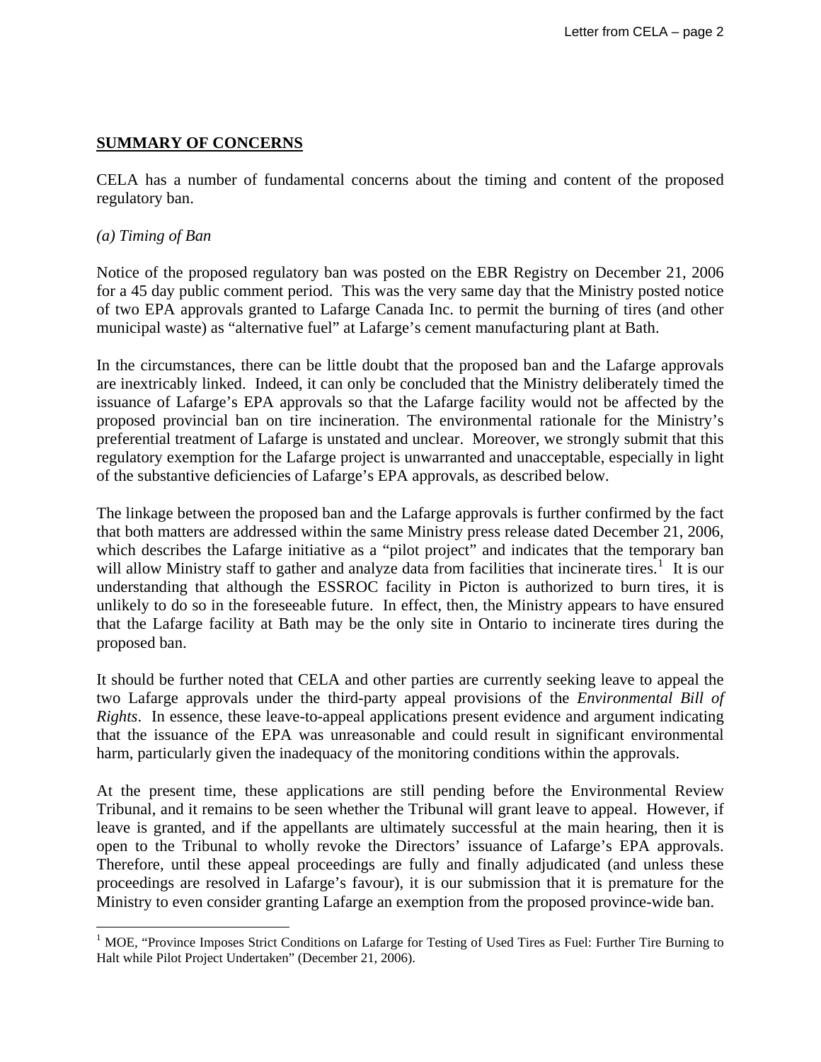**SUMMARY OF CONCERNS**

CELA has a number of fundamental concerns about the timing and content of the proposed regulatory ban.

*(a) Timing of Ban*

Notice of the proposed regulatory ban was posted on the EBR Registry on December 21, 2006 for a 45 day public comment period. This was the very same day that the Ministry posted notice of two EPA approvals granted to Lafarge Canada Inc. to permit the burning of tires (and other municipal waste) as "alternative fuel" at Lafarge's cement manufacturing plant at Bath.

In the circumstances, there can be little doubt that the proposed ban and the Lafarge approvals are inextricably linked. Indeed, it can only be concluded that the Ministry deliberately timed the issuance of Lafarge's EPA approvals so that the Lafarge facility would not be affected by the proposed provincial ban on tire incineration. The environmental rationale for the Ministry's preferential treatment of Lafarge is unstated and unclear. Moreover, we strongly submit that this regulatory exemption for the Lafarge project is unwarranted and unacceptable, especially in light of the substantive deficiencies of Lafarge's EPA approvals, as described below.

The linkage between the proposed ban and the Lafarge approvals is further confirmed by the fact that both matters are addressed within the same Ministry press release dated December 21, 2006, which describes the Lafarge initiative as a "pilot project" and indicates that the temporary ban will allow Ministry staff to gather and analyze data from facilities that incinerate tires.[1] It is our understanding that although the ESSROC facility in Picton is authorized to burn tires, it is unlikely to do so in the foreseeable future. In effect, then, the Ministry appears to have ensured that the Lafarge facility at Bath may be the only site in Ontario to incinerate tires during the proposed ban.

It should be further noted that CELA and other parties are currently seeking leave to appeal the two Lafarge approvals under the third-party appeal provisions of the *Environmental Bill of Rights*. In essence, these leave-to-appeal applications present evidence and argument indicating that the issuance of the EPA was unreasonable and could result in significant environmental harm, particularly given the inadequacy of the monitoring conditions within the approvals.

At the present time, these applications are still pending before the Environmental Review Tribunal, and it remains to be seen whether the Tribunal will grant leave to appeal. However, if leave is granted, and if the appellants are ultimately successful at the main hearing, then it is open to the Tribunal to wholly revoke the Directors' issuance of Lafarge's EPA approvals. Therefore, until these appeal proceedings are fully and finally adjudicated (and unless these proceedings are resolved in Lafarge's favour), it is our submission that it is premature for the Ministry to even consider granting Lafarge an exemption from the proposed province-wide ban.

---

[1] MOE, "Province Imposes Strict Conditions on Lafarge for Testing of Used Tires as Fuel: Further Tire Burning to Halt while Pilot Project Undertaken" (December 21, 2006).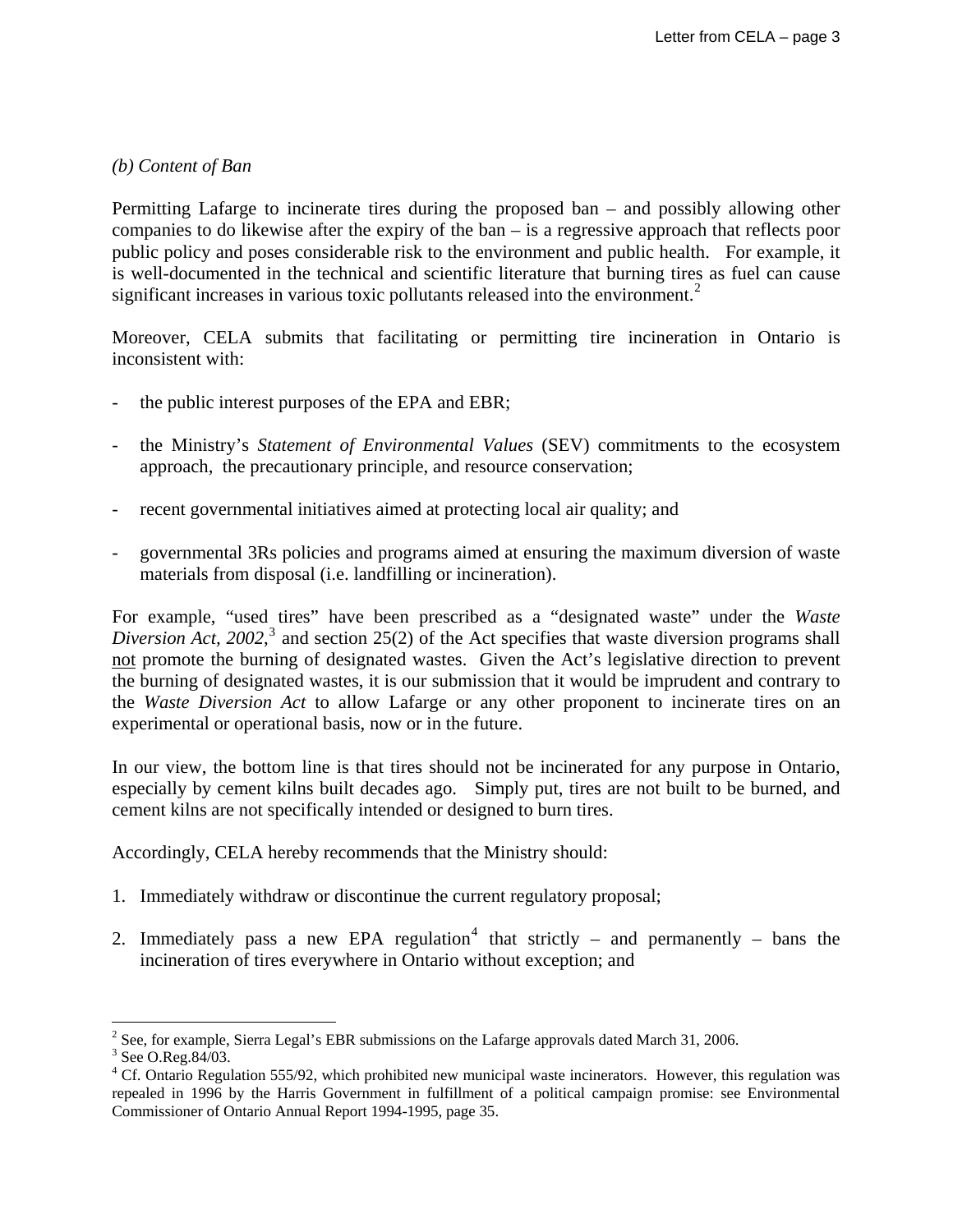*(b) Content of Ban*

Permitting Lafarge to incinerate tires during the proposed ban – and possibly allowing other companies to do likewise after the expiry of the ban – is a regressive approach that reflects poor public policy and poses considerable risk to the environment and public health. For example, it is well-documented in the technical and scientific literature that burning tires as fuel can cause significant increases in various toxic pollutants released into the environment.[2]

Moreover, CELA submits that facilitating or permitting tire incineration in Ontario is inconsistent with:

- the public interest purposes of the EPA and EBR;
- the Ministry's *Statement of Environmental Values* (SEV) commitments to the ecosystem approach, the precautionary principle, and resource conservation;
- recent governmental initiatives aimed at protecting local air quality; and
- governmental 3Rs policies and programs aimed at ensuring the maximum diversion of waste materials from disposal (i.e. landfilling or incineration).

For example, "used tires" have been prescribed as a "designated waste" under the *Waste Diversion Act, 2002*,[3] and section 25(2) of the Act specifies that waste diversion programs shall <u>not</u> promote the burning of designated wastes. Given the Act's legislative direction to prevent the burning of designated wastes, it is our submission that it would be imprudent and contrary to the *Waste Diversion Act* to allow Lafarge or any other proponent to incinerate tires on an experimental or operational basis, now or in the future.

In our view, the bottom line is that tires should not be incinerated for any purpose in Ontario, especially by cement kilns built decades ago. Simply put, tires are not built to be burned, and cement kilns are not specifically intended or designed to burn tires.

Accordingly, CELA hereby recommends that the Ministry should:

1. Immediately withdraw or discontinue the current regulatory proposal;
2. Immediately pass a new EPA regulation[4] that strictly – and permanently – bans the incineration of tires everywhere in Ontario without exception; and

---

[2] See, for example, Sierra Legal's EBR submissions on the Lafarge approvals dated March 31, 2006.

[3] See O.Reg.84/03.

[4] Cf. Ontario Regulation 555/92, which prohibited new municipal waste incinerators. However, this regulation was repealed in 1996 by the Harris Government in fulfillment of a political campaign promise: see Environmental Commissioner of Ontario Annual Report 1994-1995, page 35.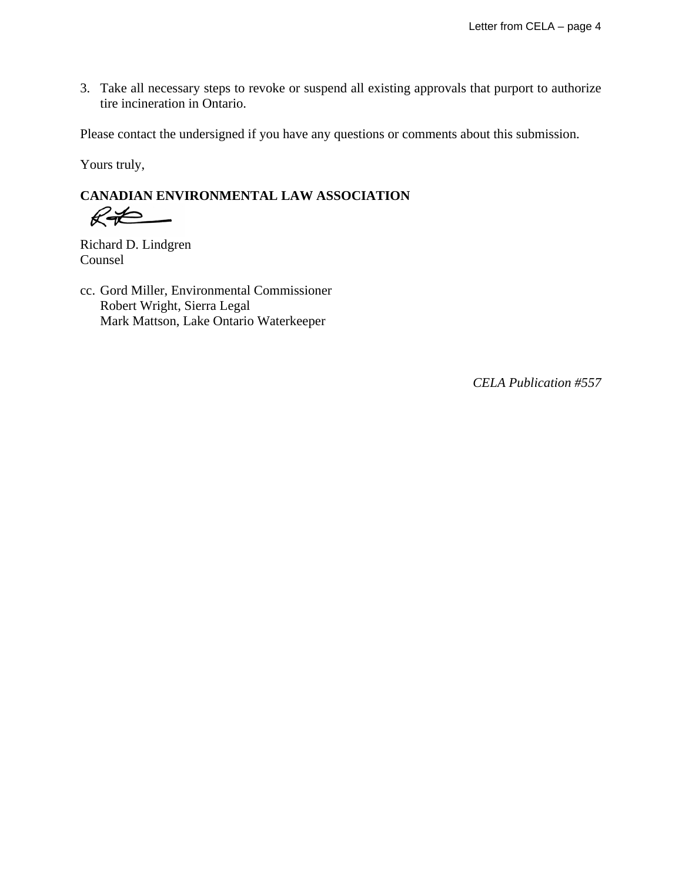3. Take all necessary steps to revoke or suspend all existing approvals that purport to authorize tire incineration in Ontario.

Please contact the undersigned if you have any questions or comments about this submission.

Yours truly,

**CANADIAN ENVIRONMENTAL LAW ASSOCIATION**

Richard D. Lindgren  
Counsel

cc. Gord Miller, Environmental Commissioner  
Robert Wright, Sierra Legal  
Mark Mattson, Lake Ontario Waterkeeper

*CELA Publication #557*